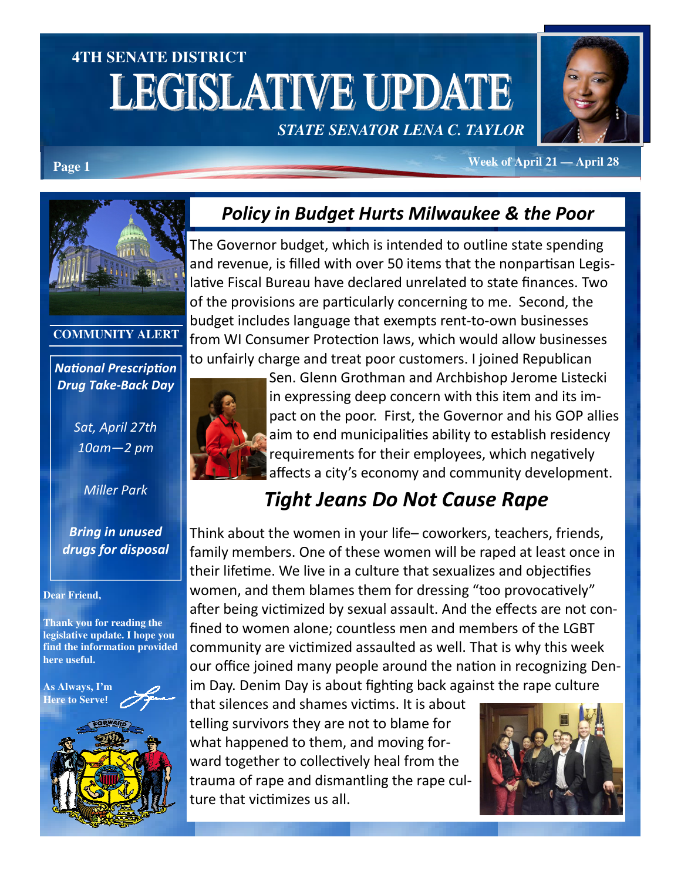# 4TH SENATE DISTRICT LEGISLATIVE UPDATE

*STATE SENATOR LENA C. TAYLOR*

**Week of April 21 — April 28**

**COMMUNITY ALERT**

***National Prescription Drug Take-Back Day***

*Sat, April 27th*
*10am—2 pm*

*Miller Park*

***Bring in unused drugs for disposal***

**Dear Friend,**

**Thank you for reading the legislative update. I hope you find the information provided here useful.**

**As Always, I'm Here to Serve!**

## *Policy in Budget Hurts Milwaukee & the Poor*

The Governor budget, which is intended to outline state spending and revenue, is filled with over 50 items that the nonpartisan Legislative Fiscal Bureau have declared unrelated to state finances. Two of the provisions are particularly concerning to me. Second, the budget includes language that exempts rent-to-own businesses from WI Consumer Protection laws, which would allow businesses to unfairly charge and treat poor customers. I joined Republican Sen. Glenn Grothman and Archbishop Jerome Listecki in expressing deep concern with this item and its impact on the poor. First, the Governor and his GOP allies aim to end municipalities ability to establish residency requirements for their employees, which negatively affects a city's economy and community development.

## *Tight Jeans Do Not Cause Rape*

Think about the women in your life– coworkers, teachers, friends, family members. One of these women will be raped at least once in their lifetime. We live in a culture that sexualizes and objectifies women, and them blames them for dressing "too provocatively" after being victimized by sexual assault. And the effects are not confined to women alone; countless men and members of the LGBT community are victimized assaulted as well. That is why this week our office joined many people around the nation in recognizing Denim Day. Denim Day is about fighting back against the rape culture that silences and shames victims. It is about telling survivors they are not to blame for what happened to them, and moving forward together to collectively heal from the trauma of rape and dismantling the rape culture that victimizes us all.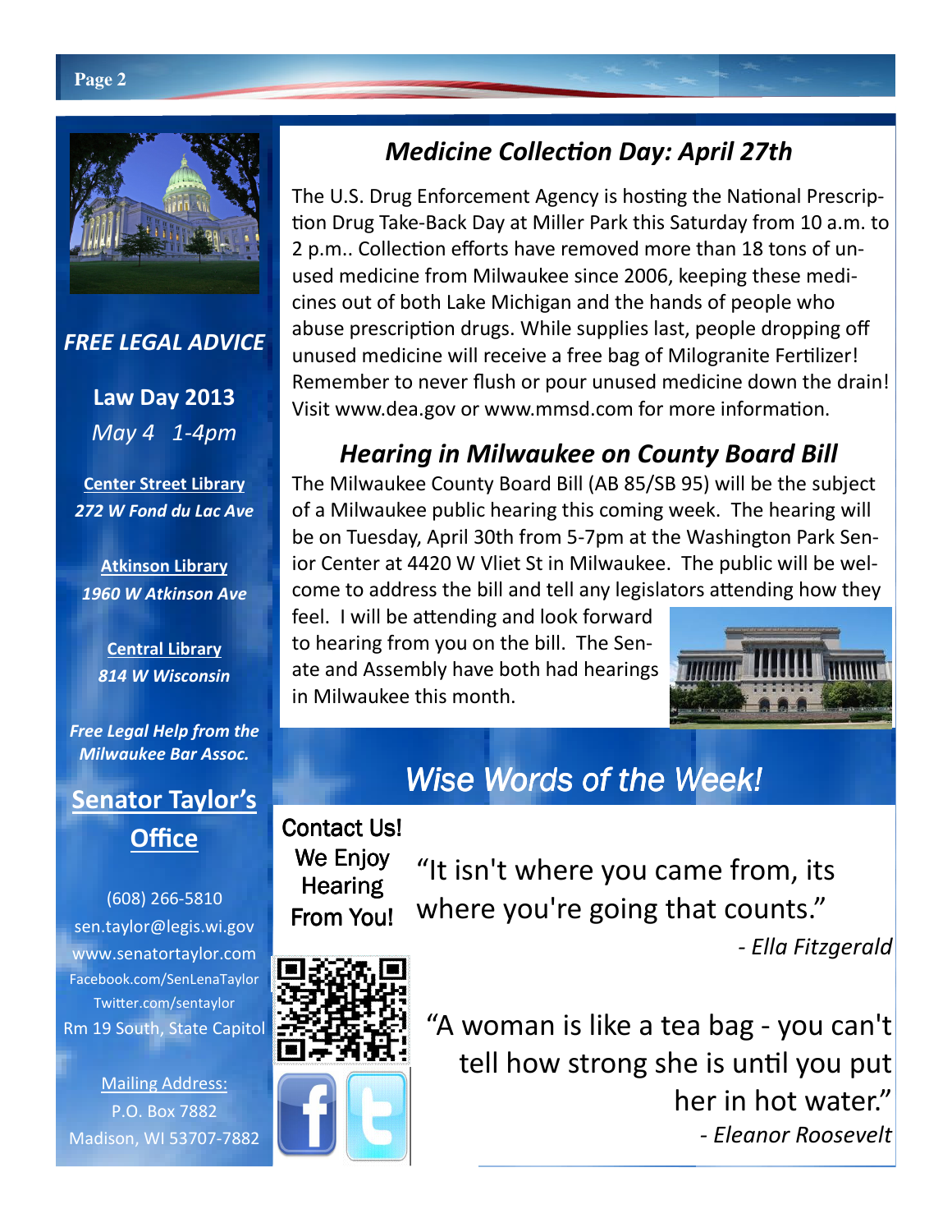## FREE LEGAL ADVICE

**Law Day 2013**

*May 4 1-4pm*

**Center Street Library**
***272 W Fond du Lac Ave***

**Atkinson Library**
***1960 W Atkinson Ave***

**Central Library**
***814 W Wisconsin***

***Free Legal Help from the Milwaukee Bar Assoc.***

## Senator Taylor's Office

(608) 266-5810
sen.taylor@legis.wi.gov
www.senatortaylor.com
Facebook.com/SenLenaTaylor
Twitter.com/sentaylor
Rm 19 South, State Capitol

Mailing Address:
P.O. Box 7882
Madison, WI 53707-7882

## *Medicine Collection Day: April 27th*

The U.S. Drug Enforcement Agency is hosting the National Prescription Drug Take-Back Day at Miller Park this Saturday from 10 a.m. to 2 p.m.. Collection efforts have removed more than 18 tons of unused medicine from Milwaukee since 2006, keeping these medicines out of both Lake Michigan and the hands of people who abuse prescription drugs. While supplies last, people dropping off unused medicine will receive a free bag of Milogranite Fertilizer! Remember to never flush or pour unused medicine down the drain! Visit www.dea.gov or www.mmsd.com for more information.

## *Hearing in Milwaukee on County Board Bill*

The Milwaukee County Board Bill (AB 85/SB 95) will be the subject of a Milwaukee public hearing this coming week. The hearing will be on Tuesday, April 30th from 5-7pm at the Washington Park Senior Center at 4420 W Vliet St in Milwaukee. The public will be welcome to address the bill and tell any legislators attending how they feel. I will be attending and look forward to hearing from you on the bill. The Senate and Assembly have both had hearings in Milwaukee this month.

## *Wise Words of the Week!*

Contact Us! We Enjoy Hearing From You!

"It isn't where you came from, its where you're going that counts."

*- Ella Fitzgerald*

"A woman is like a tea bag - you can't tell how strong she is until you put her in hot water."

*- Eleanor Roosevelt*